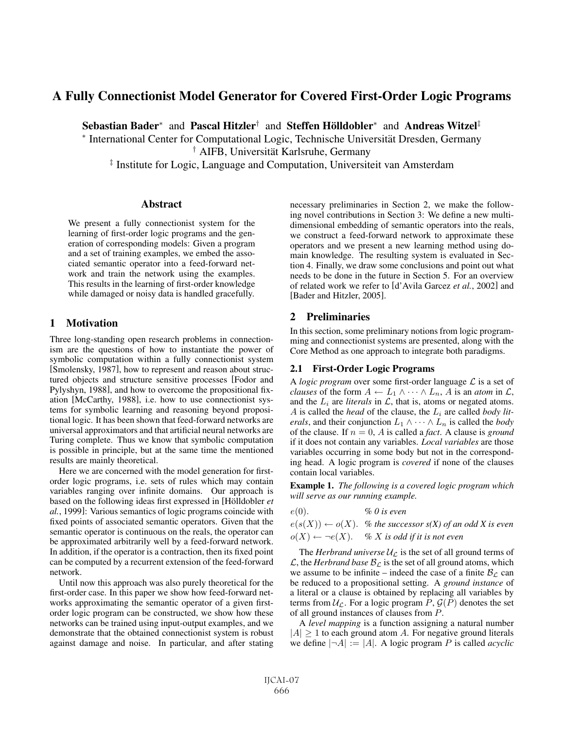# A Fully Connectionist Model Generator for Covered First-Order Logic Programs

**Sebastian Bader**[*] and **Pascal Hitzler**[†] and **Steffen Hölldobler**[*] and **Andreas Witzel**[‡]

[*] International Center for Computational Logic, Technische Universität Dresden, Germany

[†] AIFB, Universität Karlsruhe, Germany

[‡] Institute for Logic, Language and Computation, Universiteit van Amsterdam

## Abstract

We present a fully connectionist system for the learning of first-order logic programs and the generation of corresponding models: Given a program and a set of training examples, we embed the associated semantic operator into a feed-forward network and train the network using the examples. This results in the learning of first-order knowledge while damaged or noisy data is handled gracefully.

## 1 Motivation

Three long-standing open research problems in connectionism are the questions of how to instantiate the power of symbolic computation within a fully connectionist system [Smolensky, 1987], how to represent and reason about structured objects and structure sensitive processes [Fodor and Pylyshyn, 1988], and how to overcome the propositional fixation [McCarthy, 1988], i.e. how to use connectionist systems for symbolic learning and reasoning beyond propositional logic. It has been shown that feed-forward networks are universal approximators and that artificial neural networks are Turing complete. Thus we know that symbolic computation is possible in principle, but at the same time the mentioned results are mainly theoretical.

Here we are concerned with the model generation for first-order logic programs, i.e. sets of rules which may contain variables ranging over infinite domains. Our approach is based on the following ideas first expressed in [Hölldobler *et al.*, 1999]: Various semantics of logic programs coincide with fixed points of associated semantic operators. Given that the semantic operator is continuous on the reals, the operator can be approximated arbitrarily well by a feed-forward network. In addition, if the operator is a contraction, then its fixed point can be computed by a recurrent extension of the feed-forward network.

Until now this approach was also purely theoretical for the first-order case. In this paper we show how feed-forward networks approximating the semantic operator of a given first-order logic program can be constructed, we show how these networks can be trained using input-output examples, and we demonstrate that the obtained connectionist system is robust against damage and noise. In particular, and after stating necessary preliminaries in Section 2, we make the following novel contributions in Section 3: We define a new multi-dimensional embedding of semantic operators into the reals, we construct a feed-forward network to approximate these operators and we present a new learning method using domain knowledge. The resulting system is evaluated in Section 4. Finally, we draw some conclusions and point out what needs to be done in the future in Section 5. For an overview of related work we refer to [d'Avila Garcez *et al.*, 2002] and [Bader and Hitzler, 2005].

## 2 Preliminaries

In this section, some preliminary notions from logic programming and connectionist systems are presented, along with the Core Method as one approach to integrate both paradigms.

### 2.1 First-Order Logic Programs

A *logic program* over some first-order language $\mathcal{L}$ is a set of *clauses* of the form $A \leftarrow L_1 \wedge \cdots \wedge L_n$, $A$ is an *atom* in $\mathcal{L}$, and the $L_i$ are *literals* in $\mathcal{L}$, that is, atoms or negated atoms. $A$ is called the *head* of the clause, the $L_i$ are called *body literals*, and their conjunction $L_1 \wedge \cdots \wedge L_n$ is called the *body* of the clause. If $n = 0$, $A$ is called a *fact*. A clause is *ground* if it does not contain any variables. *Local variables* are those variables occurring in some body but not in the corresponding head. A logic program is *covered* if none of the clauses contain local variables.

**Example 1.** *The following is a covered logic program which will serve as our running example.*

$e(0).$ % *0 is even*

$e(s(X)) \leftarrow o(X).$ % *the successor s(X) of an odd X is even*

$o(X) \leftarrow \neg e(X).$ % *X is odd if it is not even*

The *Herbrand universe* $\mathcal{U}_\mathcal{L}$ is the set of all ground terms of $\mathcal{L}$, the *Herbrand base* $\mathcal{B}_\mathcal{L}$ is the set of all ground atoms, which we assume to be infinite – indeed the case of a finite $\mathcal{B}_\mathcal{L}$ can be reduced to a propositional setting. A *ground instance* of a literal or a clause is obtained by replacing all variables by terms from $\mathcal{U}_\mathcal{L}$. For a logic program $P$, $\mathcal{G}(P)$ denotes the set of all ground instances of clauses from $P$.

A *level mapping* is a function assigning a natural number $|A| \geq 1$ to each ground atom $A$. For negative ground literals we define $|\neg A| := |A|$. A logic program $P$ is called *acyclic*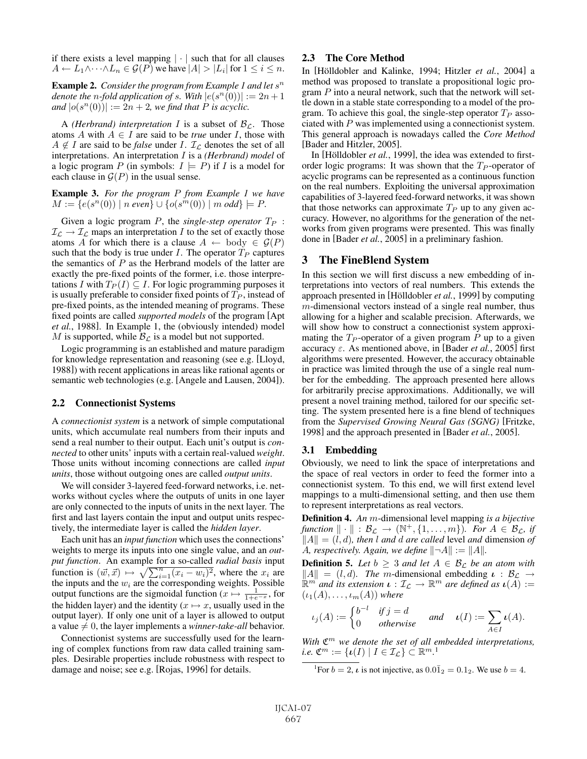if there exists a level mapping $|\cdot|$ such that for all clauses $A \leftarrow L_1 \wedge \cdots \wedge L_n \in \mathcal{G}(P)$ we have $|A| > |L_i|$ for $1 \leq i \leq n$.

**Example 2.** *Consider the program from Example 1 and let $s^n$ denote the $n$-fold application of $s$. With $|e(s^n(0))| := 2n+1$ and $|o(s^n(0))| := 2n+2$, we find that $P$ is acyclic.*

A *(Herbrand) interpretation* $I$ is a subset of $\mathcal{B}_\mathcal{L}$. Those atoms $A$ with $A \in I$ are said to be *true* under $I$, those with $A \notin I$ are said to be *false* under $I$. $\mathcal{I}_\mathcal{L}$ denotes the set of all interpretations. An interpretation $I$ is a *(Herbrand) model* of a logic program $P$ (in symbols: $I \models P$) if $I$ is a model for each clause in $\mathcal{G}(P)$ in the usual sense.

**Example 3.** *For the program $P$ from Example 1 we have $M := \{e(s^n(0)) \mid n \text{ even}\} \cup \{o(s^m(0)) \mid m \text{ odd}\} \models P$.*

Given a logic program $P$, the *single-step operator* $T_P : \mathcal{I}_\mathcal{L} \to \mathcal{I}_\mathcal{L}$ maps an interpretation $I$ to the set of exactly those atoms $A$ for which there is a clause $A \leftarrow \text{body} \in \mathcal{G}(P)$ such that the body is true under $I$. The operator $T_P$ captures the semantics of $P$ as the Herbrand models of the latter are exactly the pre-fixed points of the former, i.e. those interpretations $I$ with $T_P(I) \subseteq I$. For logic programming purposes it is usually preferable to consider fixed points of $T_P$, instead of pre-fixed points, as the intended meaning of programs. These fixed points are called *supported models* of the program [Apt *et al.*, 1988]. In Example 1, the (obviously intended) model $M$ is supported, while $\mathcal{B}_\mathcal{L}$ is a model but not supported.

Logic programming is an established and mature paradigm for knowledge representation and reasoning (see e.g. [Lloyd, 1988]) with recent applications in areas like rational agents or semantic web technologies (e.g. [Angele and Lausen, 2004]).

### 2.2 Connectionist Systems

A *connectionist system* is a network of simple computational units, which accumulate real numbers from their inputs and send a real number to their output. Each unit's output is *connected* to other units' inputs with a certain real-valued *weight*. Those units without incoming connections are called *input units*, those without outgoing ones are called *output units*.

We will consider 3-layered feed-forward networks, i.e. networks without cycles where the outputs of units in one layer are only connected to the inputs of units in the next layer. The first and last layers contain the input and output units respectively, the intermediate layer is called the *hidden layer*.

Each unit has an *input function* which uses the connections' weights to merge its inputs into one single value, and an *output function*. An example for a so-called *radial basis* input function is $(\vec{w}, \vec{x}) \mapsto \sqrt{\sum_{i=1}^{n}(x_i - w_i)^2}$, where the $x_i$ are the inputs and the $w_i$ are the corresponding weights. Possible output functions are the sigmoidal function ($x \mapsto \frac{1}{1+e^{-x}}$, for the hidden layer) and the identity ($x \mapsto x$, usually used in the output layer). If only one unit of a layer is allowed to output a value $\neq 0$, the layer implements a *winner-take-all* behavior.

Connectionist systems are successfully used for the learning of complex functions from raw data called training samples. Desirable properties include robustness with respect to damage and noise; see e.g. [Rojas, 1996] for details.

### 2.3 The Core Method

In [Hölldobler and Kalinke, 1994; Hitzler *et al.*, 2004] a method was proposed to translate a propositional logic program $P$ into a neural network, such that the network will settle down in a stable state corresponding to a model of the program. To achieve this goal, the single-step operator $T_P$ associated with $P$ was implemented using a connectionist system. This general approach is nowadays called the *Core Method* [Bader and Hitzler, 2005].

In [Hölldobler *et al.*, 1999], the idea was extended to first-order logic programs: It was shown that the $T_P$-operator of acyclic programs can be represented as a continuous function on the real numbers. Exploiting the universal approximation capabilities of 3-layered feed-forward networks, it was shown that those networks can approximate $T_P$ up to any given accuracy. However, no algorithms for the generation of the networks from given programs were presented. This was finally done in [Bader *et al.*, 2005] in a preliminary fashion.

## 3 The FineBlend System

In this section we will first discuss a new embedding of interpretations into vectors of real numbers. This extends the approach presented in [Hölldobler *et al.*, 1999] by computing $m$-dimensional vectors instead of a single real number, thus allowing for a higher and scalable precision. Afterwards, we will show how to construct a connectionist system approximating the $T_P$-operator of a given program $P$ up to a given accuracy $\varepsilon$. As mentioned above, in [Bader *et al.*, 2005] first algorithms were presented. However, the accuracy obtainable in practice was limited through the use of a single real number for the embedding. The approach presented here allows for arbitrarily precise approximations. Additionally, we will present a novel training method, tailored for our specific setting. The system presented here is a fine blend of techniques from the *Supervised Growing Neural Gas (SGNG)* [Fritzke, 1998] and the approach presented in [Bader *et al.*, 2005].

### 3.1 Embedding

Obviously, we need to link the space of interpretations and the space of real vectors in order to feed the former into a connectionist system. To this end, we will first extend level mappings to a multi-dimensional setting, and then use them to represent interpretations as real vectors.

**Definition 4.** *An $m$-dimensional* level mapping *is a bijective function $\|\cdot\| : \mathcal{B}_\mathcal{L} \to (\mathbb{N}^+, \{1, \ldots, m\})$. For $A \in \mathcal{B}_\mathcal{L}$, if $\|A\| = (l, d)$, then $l$ and $d$ are called* level *and* dimension *of $A$, respectively. Again, we define $\|\neg A\| := \|A\|$.*

**Definition 5.** *Let $b \geq 3$ and let $A \in \mathcal{B}_\mathcal{L}$ be an atom with $\|A\| = (l, d)$. The $m$-dimensional embedding $\boldsymbol{\iota} : \mathcal{B}_\mathcal{L} \to \mathbb{R}^m$ and its extension $\boldsymbol{\iota} : \mathcal{I}_\mathcal{L} \to \mathbb{R}^m$ are defined as $\boldsymbol{\iota}(A) := (\iota_1(A), \ldots, \iota_m(A))$ where*

$$\iota_j(A) := \begin{cases} b^{-l} & \text{if } j = d \\ 0 & \text{otherwise} \end{cases} \quad \text{and} \quad \boldsymbol{\iota}(I) := \sum_{A \in I} \boldsymbol{\iota}(A).$$

*With $\mathfrak{C}^m$ we denote the set of all embedded interpretations, i.e. $\mathfrak{C}^m := \{\boldsymbol{\iota}(I) \mid I \in \mathcal{I}_\mathcal{L}\} \subset \mathbb{R}^m$.*[1]

[1] For $b = 2$, $\boldsymbol{\iota}$ is not injective, as $0.0\bar{1}_2 = 0.1_2$. We use $b = 4$.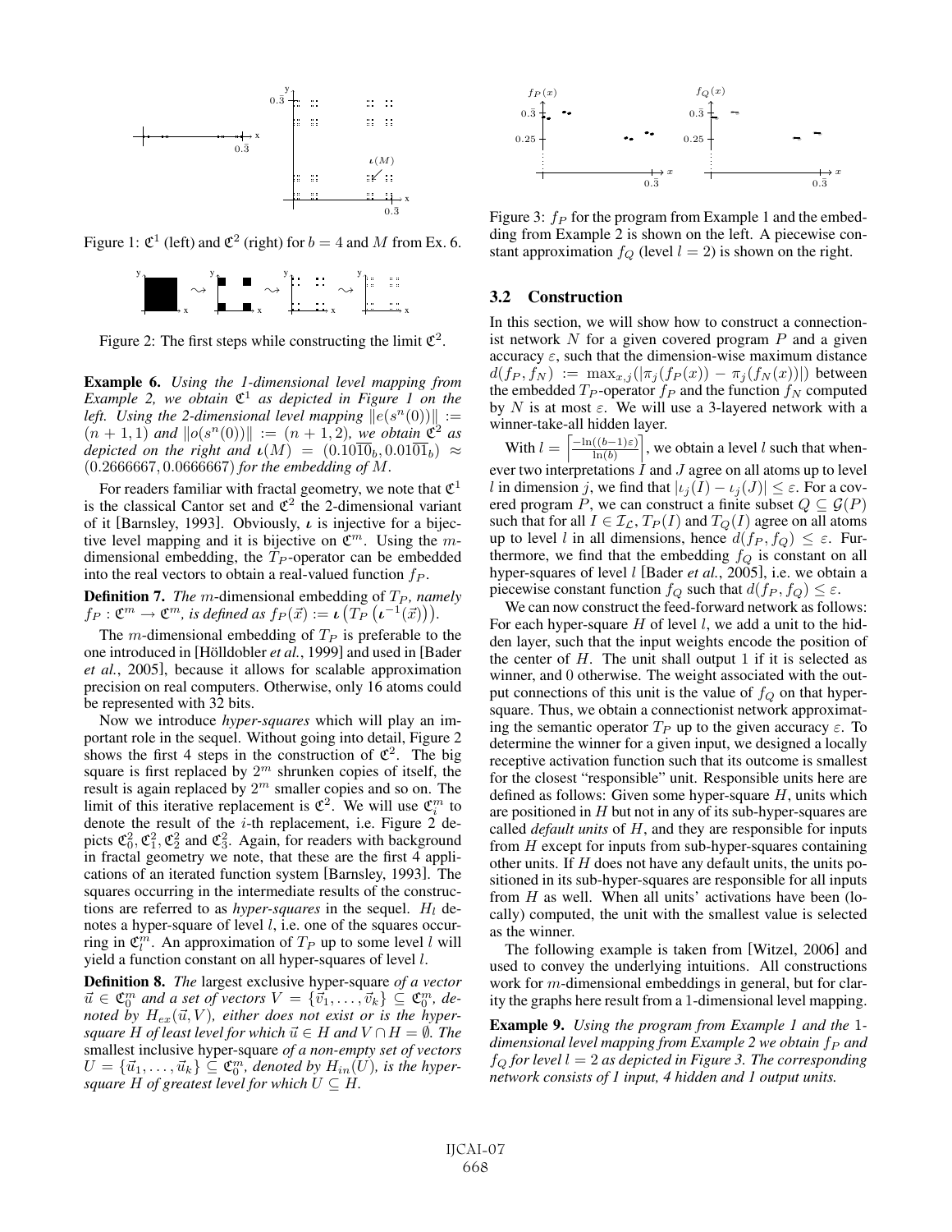Figure 1: $\mathfrak{C}^1$ (left) and $\mathfrak{C}^2$ (right) for $b = 4$ and $M$ from Ex. 6.

Figure 2: The first steps while constructing the limit $\mathfrak{C}^2$.

**Example 6.** *Using the 1-dimensional level mapping from Example 2, we obtain $\mathfrak{C}^1$ as depicted in Figure 1 on the left. Using the 2-dimensional level mapping $\|e(s^n(0))\| := (n+1, 1)$ and $\|o(s^n(0))\| := (n+1, 2)$, we obtain $\mathfrak{C}^2$ as depicted on the right and $\boldsymbol{\iota}(M) = (0.10\overline{10}_b, 0.01\overline{01}_b) \approx (0.2666667, 0.0666667)$ for the embedding of $M$.*

For readers familiar with fractal geometry, we note that $\mathfrak{C}^1$ is the classical Cantor set and $\mathfrak{C}^2$ the 2-dimensional variant of it [Barnsley, 1993]. Obviously, $\boldsymbol{\iota}$ is injective for a bijective level mapping and it is bijective on $\mathfrak{C}^m$. Using the $m$-dimensional embedding, the $T_P$-operator can be embedded into the real vectors to obtain a real-valued function $f_P$.

**Definition 7.** *The* $m$-dimensional embedding *of $T_P$, namely $f_P : \mathfrak{C}^m \to \mathfrak{C}^m$, is defined as $f_P(\vec{x}) := \boldsymbol{\iota}\left(T_P\left(\boldsymbol{\iota}^{-1}(\vec{x})\right)\right)$.*

The $m$-dimensional embedding of $T_P$ is preferable to the one introduced in [Hölldobler *et al.*, 1999] and used in [Bader *et al.*, 2005], because it allows for scalable approximation precision on real computers. Otherwise, only 16 atoms could be represented with 32 bits.

Now we introduce *hyper-squares* which will play an important role in the sequel. Without going into detail, Figure 2 shows the first 4 steps in the construction of $\mathfrak{C}^2$. The big square is first replaced by $2^m$ shrunken copies of itself, the result is again replaced by $2^m$ smaller copies and so on. The limit of this iterative replacement is $\mathfrak{C}^2$. We will use $\mathfrak{C}^m_i$ to denote the result of the $i$-th replacement, i.e. Figure 2 depicts $\mathfrak{C}^2_0, \mathfrak{C}^2_1, \mathfrak{C}^2_2$ and $\mathfrak{C}^2_3$. Again, for readers with background in fractal geometry we note, that these are the first 4 applications of an iterated function system [Barnsley, 1993]. The squares occurring in the intermediate results of the constructions are referred to as *hyper-squares* in the sequel. $H_l$ denotes a hyper-square of level $l$, i.e. one of the squares occurring in $\mathfrak{C}^m_l$. An approximation of $T_P$ up to some level $l$ will yield a function constant on all hyper-squares of level $l$.

**Definition 8.** *The* largest exclusive hyper-square *of a vector $\vec{u} \in \mathfrak{C}^m_0$ and a set of vectors $V = \{\vec{v}_1, \ldots, \vec{v}_k\} \subseteq \mathfrak{C}^m_0$, denoted by $H_{ex}(\vec{u}, V)$, either does not exist or is the hyper-square $H$ of least level for which $\vec{u} \in H$ and $V \cap H = \emptyset$. The* smallest inclusive hyper-square *of a non-empty set of vectors $U = \{\vec{u}_1, \ldots, \vec{u}_k\} \subseteq \mathfrak{C}^m_0$, denoted by $H_{in}(U)$, is the hyper-square $H$ of greatest level for which $U \subseteq H$.*

Figure 3: $f_P$ for the program from Example 1 and the embedding from Example 2 is shown on the left. A piecewise constant approximation $f_Q$ (level $l = 2$) is shown on the right.

### 3.2 Construction

In this section, we will show how to construct a connectionist network $N$ for a given covered program $P$ and a given accuracy $\varepsilon$, such that the dimension-wise maximum distance $d(f_P, f_N) := \max_{x,j}(|\pi_j(f_P(x)) - \pi_j(f_N(x))|)$ between the embedded $T_P$-operator $f_P$ and the function $f_N$ computed by $N$ is at most $\varepsilon$. We will use a 3-layered network with a winner-take-all hidden layer.

With $l = \left\lceil \frac{-\ln((b-1)\varepsilon)}{\ln(b)} \right\rceil$, we obtain a level $l$ such that whenever two interpretations $I$ and $J$ agree on all atoms up to level $l$ in dimension $j$, we find that $|\iota_j(I) - \iota_j(J)| \leq \varepsilon$. For a covered program $P$, we can construct a finite subset $Q \subseteq \mathcal{G}(P)$ such that for all $I \in \mathcal{I}_\mathcal{L}$, $T_P(I)$ and $T_Q(I)$ agree on all atoms up to level $l$ in all dimensions, hence $d(f_P, f_Q) \leq \varepsilon$. Furthermore, we find that the embedding $f_Q$ is constant on all hyper-squares of level $l$ [Bader *et al.*, 2005], i.e. we obtain a piecewise constant function $f_Q$ such that $d(f_P, f_Q) \leq \varepsilon$.

We can now construct the feed-forward network as follows: For each hyper-square $H$ of level $l$, we add a unit to the hidden layer, such that the input weights encode the position of the center of $H$. The unit shall output 1 if it is selected as winner, and 0 otherwise. The weight associated with the output connections of this unit is the value of $f_Q$ on that hyper-square. Thus, we obtain a connectionist network approximating the semantic operator $T_P$ up to the given accuracy $\varepsilon$. To determine the winner for a given input, we designed a locally receptive activation function such that its outcome is smallest for the closest "responsible" unit. Responsible units here are defined as follows: Given some hyper-square $H$, units which are positioned in $H$ but not in any of its sub-hyper-squares are called *default units* of $H$, and they are responsible for inputs from $H$ except for inputs from sub-hyper-squares containing other units. If $H$ does not have any default units, the units positioned in its sub-hyper-squares are responsible for all inputs from $H$ as well. When all units' activations have been (locally) computed, the unit with the smallest value is selected as the winner.

The following example is taken from [Witzel, 2006] and used to convey the underlying intuitions. All constructions work for $m$-dimensional embeddings in general, but for clarity the graphs here result from a 1-dimensional level mapping.

**Example 9.** *Using the program from Example 1 and the 1-dimensional level mapping from Example 2 we obtain $f_P$ and $f_Q$ for level $l = 2$ as depicted in Figure 3. The corresponding network consists of 1 input, 4 hidden and 1 output units.*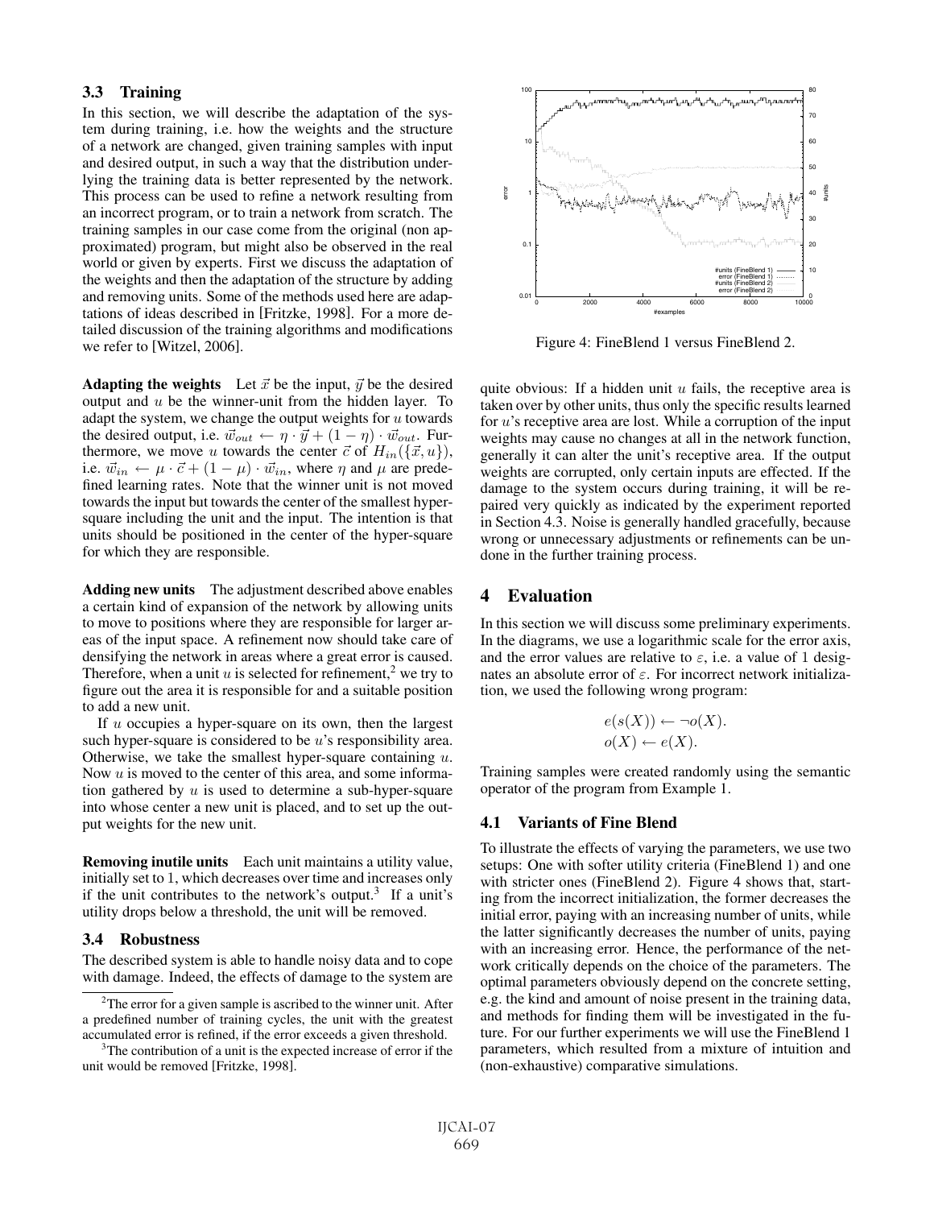### 3.3 Training

In this section, we will describe the adaptation of the system during training, i.e. how the weights and the structure of a network are changed, given training samples with input and desired output, in such a way that the distribution underlying the training data is better represented by the network. This process can be used to refine a network resulting from an incorrect program, or to train a network from scratch. The training samples in our case come from the original (non approximated) program, but might also be observed in the real world or given by experts. First we discuss the adaptation of the weights and then the adaptation of the structure by adding and removing units. Some of the methods used here are adaptations of ideas described in [Fritzke, 1998]. For a more detailed discussion of the training algorithms and modifications we refer to [Witzel, 2006].

**Adapting the weights** Let $\vec{x}$ be the input, $\vec{y}$ be the desired output and $u$ be the winner-unit from the hidden layer. To adapt the system, we change the output weights for $u$ towards the desired output, i.e. $\vec{w}_{out} \leftarrow \eta \cdot \vec{y} + (1 - \eta) \cdot \vec{w}_{out}$. Furthermore, we move $u$ towards the center $\vec{c}$ of $H_{in}(\{\vec{x}, u\})$, i.e. $\vec{w}_{in} \leftarrow \mu \cdot \vec{c} + (1 - \mu) \cdot \vec{w}_{in}$, where $\eta$ and $\mu$ are predefined learning rates. Note that the winner unit is not moved towards the input but towards the center of the smallest hyper-square including the unit and the input. The intention is that units should be positioned in the center of the hyper-square for which they are responsible.

**Adding new units** The adjustment described above enables a certain kind of expansion of the network by allowing units to move to positions where they are responsible for larger areas of the input space. A refinement now should take care of densifying the network in areas where a great error is caused. Therefore, when a unit $u$ is selected for refinement,[2] we try to figure out the area it is responsible for and a suitable position to add a new unit.

If $u$ occupies a hyper-square on its own, then the largest such hyper-square is considered to be $u$'s responsibility area. Otherwise, we take the smallest hyper-square containing $u$. Now $u$ is moved to the center of this area, and some information gathered by $u$ is used to determine a sub-hyper-square into whose center a new unit is placed, and to set up the output weights for the new unit.

**Removing inutile units** Each unit maintains a utility value, initially set to 1, which decreases over time and increases only if the unit contributes to the network's output.[3] If a unit's utility drops below a threshold, the unit will be removed.

### 3.4 Robustness

The described system is able to handle noisy data and to cope with damage. Indeed, the effects of damage to the system are quite obvious: If a hidden unit $u$ fails, the receptive area is taken over by other units, thus only the specific results learned for $u$'s receptive area are lost. While a corruption of the input weights may cause no changes at all in the network function, generally it can alter the unit's receptive area. If the output weights are corrupted, only certain inputs are effected. If the damage to the system occurs during training, it will be repaired very quickly as indicated by the experiment reported in Section 4.3. Noise is generally handled gracefully, because wrong or unnecessary adjustments or refinements can be undone in the further training process.

[2] The error for a given sample is ascribed to the winner unit. After a predefined number of training cycles, the unit with the greatest accumulated error is refined, if the error exceeds a given threshold.

[3] The contribution of a unit is the expected increase of error if the unit would be removed [Fritzke, 1998].

Figure 4: FineBlend 1 versus FineBlend 2.

## 4 Evaluation

In this section we will discuss some preliminary experiments. In the diagrams, we use a logarithmic scale for the error axis, and the error values are relative to $\varepsilon$, i.e. a value of 1 designates an absolute error of $\varepsilon$. For incorrect network initialization, we used the following wrong program:

$$e(s(X)) \leftarrow \neg o(X).$$
$$o(X) \leftarrow e(X).$$

Training samples were created randomly using the semantic operator of the program from Example 1.

### 4.1 Variants of Fine Blend

To illustrate the effects of varying the parameters, we use two setups: One with softer utility criteria (FineBlend 1) and one with stricter ones (FineBlend 2). Figure 4 shows that, starting from the incorrect initialization, the former decreases the initial error, paying with an increasing number of units, while the latter significantly decreases the number of units, paying with an increasing error. Hence, the performance of the network critically depends on the choice of the parameters. The optimal parameters obviously depend on the concrete setting, e.g. the kind and amount of noise present in the training data, and methods for finding them will be investigated in the future. For our further experiments we will use the FineBlend 1 parameters, which resulted from a mixture of intuition and (non-exhaustive) comparative simulations.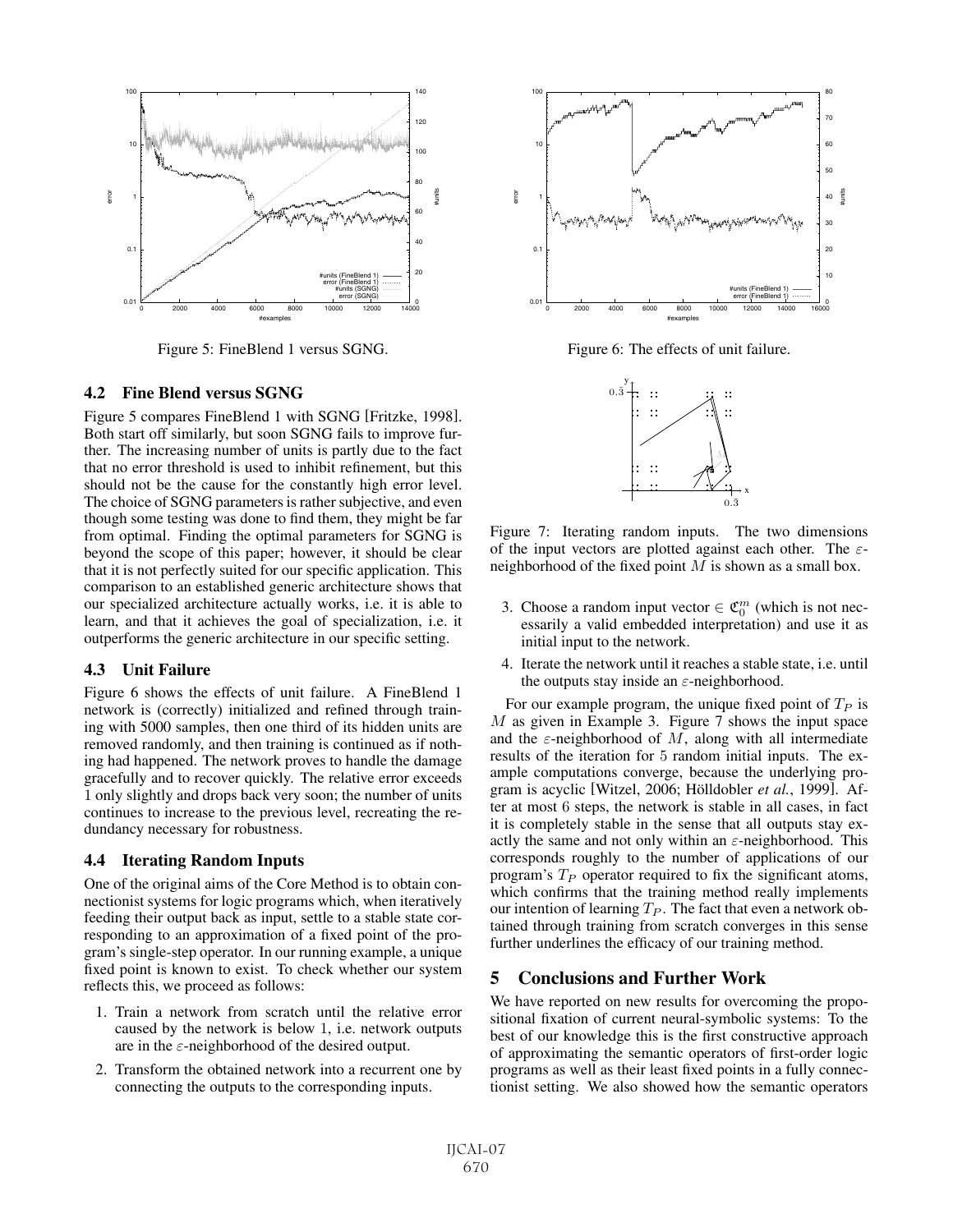Figure 5: FineBlend 1 versus SGNG.

Figure 6: The effects of unit failure.

### 4.2 Fine Blend versus SGNG

Figure 5 compares FineBlend 1 with SGNG [Fritzke, 1998]. Both start off similarly, but soon SGNG fails to improve further. The increasing number of units is partly due to the fact that no error threshold is used to inhibit refinement, but this should not be the cause for the constantly high error level. The choice of SGNG parameters is rather subjective, and even though some testing was done to find them, they might be far from optimal. Finding the optimal parameters for SGNG is beyond the scope of this paper; however, it should be clear that it is not perfectly suited for our specific application. This comparison to an established generic architecture shows that our specialized architecture actually works, i.e. it is able to learn, and that it achieves the goal of specialization, i.e. it outperforms the generic architecture in our specific setting.

### 4.3 Unit Failure

Figure 6 shows the effects of unit failure. A FineBlend 1 network is (correctly) initialized and refined through training with 5000 samples, then one third of its hidden units are removed randomly, and then training is continued as if nothing had happened. The network proves to handle the damage gracefully and to recover quickly. The relative error exceeds 1 only slightly and drops back very soon; the number of units continues to increase to the previous level, recreating the redundancy necessary for robustness.

### 4.4 Iterating Random Inputs

One of the original aims of the Core Method is to obtain connectionist systems for logic programs which, when iteratively feeding their output back as input, settle to a stable state corresponding to an approximation of a fixed point of the program's single-step operator. In our running example, a unique fixed point is known to exist. To check whether our system reflects this, we proceed as follows:

1. Train a network from scratch until the relative error caused by the network is below 1, i.e. network outputs are in the $\varepsilon$-neighborhood of the desired output.
2. Transform the obtained network into a recurrent one by connecting the outputs to the corresponding inputs.
3. Choose a random input vector $\in \mathfrak{C}_0^m$ (which is not necessarily a valid embedded interpretation) and use it as initial input to the network.
4. Iterate the network until it reaches a stable state, i.e. until the outputs stay inside an $\varepsilon$-neighborhood.

Figure 7: Iterating random inputs. The two dimensions of the input vectors are plotted against each other. The $\varepsilon$-neighborhood of the fixed point $M$ is shown as a small box.

For our example program, the unique fixed point of $T_P$ is $M$ as given in Example 3. Figure 7 shows the input space and the $\varepsilon$-neighborhood of $M$, along with all intermediate results of the iteration for 5 random initial inputs. The example computations converge, because the underlying program is acyclic [Witzel, 2006; Hölldobler *et al.*, 1999]. After at most 6 steps, the network is stable in all cases, in fact it is completely stable in the sense that all outputs stay exactly the same and not only within an $\varepsilon$-neighborhood. This corresponds roughly to the number of applications of our program's $T_P$ operator required to fix the significant atoms, which confirms that the training method really implements our intention of learning $T_P$. The fact that even a network obtained through training from scratch converges in this sense further underlines the efficacy of our training method.

## 5 Conclusions and Further Work

We have reported on new results for overcoming the propositional fixation of current neural-symbolic systems: To the best of our knowledge this is the first constructive approach of approximating the semantic operators of first-order logic programs as well as their least fixed points in a fully connectionist setting. We also showed how the semantic operators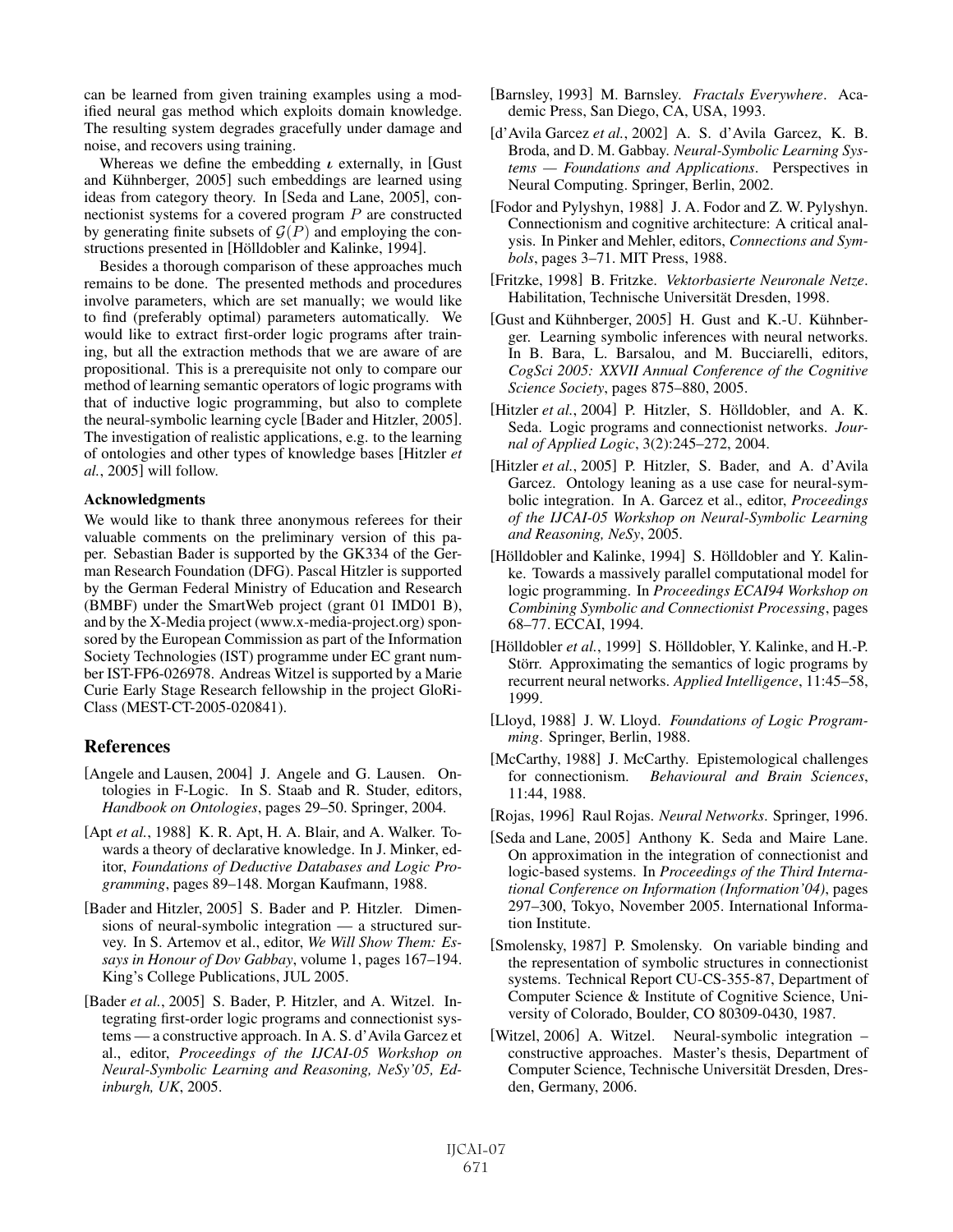can be learned from given training examples using a modified neural gas method which exploits domain knowledge. The resulting system degrades gracefully under damage and noise, and recovers using training.

Whereas we define the embedding $\iota$ externally, in [Gust and Kühnberger, 2005] such embeddings are learned using ideas from category theory. In [Seda and Lane, 2005], connectionist systems for a covered program $P$ are constructed by generating finite subsets of $\mathcal{G}(P)$ and employing the constructions presented in [Hölldobler and Kalinke, 1994].

Besides a thorough comparison of these approaches much remains to be done. The presented methods and procedures involve parameters, which are set manually; we would like to find (preferably optimal) parameters automatically. We would like to extract first-order logic programs after training, but all the extraction methods that we are aware of are propositional. This is a prerequisite not only to compare our method of learning semantic operators of logic programs with that of inductive logic programming, but also to complete the neural-symbolic learning cycle [Bader and Hitzler, 2005]. The investigation of realistic applications, e.g. to the learning of ontologies and other types of knowledge bases [Hitzler *et al.*, 2005] will follow.

#### Acknowledgments

We would like to thank three anonymous referees for their valuable comments on the preliminary version of this paper. Sebastian Bader is supported by the GK334 of the German Research Foundation (DFG). Pascal Hitzler is supported by the German Federal Ministry of Education and Research (BMBF) under the SmartWeb project (grant 01 IMD01 B), and by the X-Media project (www.x-media-project.org) sponsored by the European Commission as part of the Information Society Technologies (IST) programme under EC grant number IST-FP6-026978. Andreas Witzel is supported by a Marie Curie Early Stage Research fellowship in the project GloRiClass (MEST-CT-2005-020841).

## References

[Angele and Lausen, 2004] J. Angele and G. Lausen. Ontologies in F-Logic. In S. Staab and R. Studer, editors, *Handbook on Ontologies*, pages 29–50. Springer, 2004.

[Apt *et al.*, 1988] K. R. Apt, H. A. Blair, and A. Walker. Towards a theory of declarative knowledge. In J. Minker, editor, *Foundations of Deductive Databases and Logic Programming*, pages 89–148. Morgan Kaufmann, 1988.

[Bader and Hitzler, 2005] S. Bader and P. Hitzler. Dimensions of neural-symbolic integration — a structured survey. In S. Artemov et al., editor, *We Will Show Them: Essays in Honour of Dov Gabbay*, volume 1, pages 167–194. King's College Publications, JUL 2005.

[Bader *et al.*, 2005] S. Bader, P. Hitzler, and A. Witzel. Integrating first-order logic programs and connectionist systems — a constructive approach. In A. S. d'Avila Garcez et al., editor, *Proceedings of the IJCAI-05 Workshop on Neural-Symbolic Learning and Reasoning, NeSy'05, Edinburgh, UK*, 2005.

[Barnsley, 1993] M. Barnsley. *Fractals Everywhere*. Academic Press, San Diego, CA, USA, 1993.

[d'Avila Garcez *et al.*, 2002] A. S. d'Avila Garcez, K. B. Broda, and D. M. Gabbay. *Neural-Symbolic Learning Systems — Foundations and Applications*. Perspectives in Neural Computing. Springer, Berlin, 2002.

[Fodor and Pylyshyn, 1988] J. A. Fodor and Z. W. Pylyshyn. Connectionism and cognitive architecture: A critical analysis. In Pinker and Mehler, editors, *Connections and Symbols*, pages 3–71. MIT Press, 1988.

[Fritzke, 1998] B. Fritzke. *Vektorbasierte Neuronale Netze*. Habilitation, Technische Universität Dresden, 1998.

[Gust and Kühnberger, 2005] H. Gust and K.-U. Kühnberger. Learning symbolic inferences with neural networks. In B. Bara, L. Barsalou, and M. Bucciarelli, editors, *CogSci 2005: XXVII Annual Conference of the Cognitive Science Society*, pages 875–880, 2005.

[Hitzler *et al.*, 2004] P. Hitzler, S. Hölldobler, and A. K. Seda. Logic programs and connectionist networks. *Journal of Applied Logic*, 3(2):245–272, 2004.

[Hitzler *et al.*, 2005] P. Hitzler, S. Bader, and A. d'Avila Garcez. Ontology leaning as a use case for neural-symbolic integration. In A. Garcez et al., editor, *Proceedings of the IJCAI-05 Workshop on Neural-Symbolic Learning and Reasoning, NeSy*, 2005.

[Hölldobler and Kalinke, 1994] S. Hölldobler and Y. Kalinke. Towards a massively parallel computational model for logic programming. In *Proceedings ECAI94 Workshop on Combining Symbolic and Connectionist Processing*, pages 68–77. ECCAI, 1994.

[Hölldobler *et al.*, 1999] S. Hölldobler, Y. Kalinke, and H.-P. Störr. Approximating the semantics of logic programs by recurrent neural networks. *Applied Intelligence*, 11:45–58, 1999.

[Lloyd, 1988] J. W. Lloyd. *Foundations of Logic Programming*. Springer, Berlin, 1988.

[McCarthy, 1988] J. McCarthy. Epistemological challenges for connectionism. *Behavioural and Brain Sciences*, 11:44, 1988.

[Rojas, 1996] Raul Rojas. *Neural Networks*. Springer, 1996.

[Seda and Lane, 2005] Anthony K. Seda and Maire Lane. On approximation in the integration of connectionist and logic-based systems. In *Proceedings of the Third International Conference on Information (Information'04)*, pages 297–300, Tokyo, November 2005. International Information Institute.

[Smolensky, 1987] P. Smolensky. On variable binding and the representation of symbolic structures in connectionist systems. Technical Report CU-CS-355-87, Department of Computer Science & Institute of Cognitive Science, University of Colorado, Boulder, CO 80309-0430, 1987.

[Witzel, 2006] A. Witzel. Neural-symbolic integration – constructive approaches. Master's thesis, Department of Computer Science, Technische Universität Dresden, Dresden, Germany, 2006.